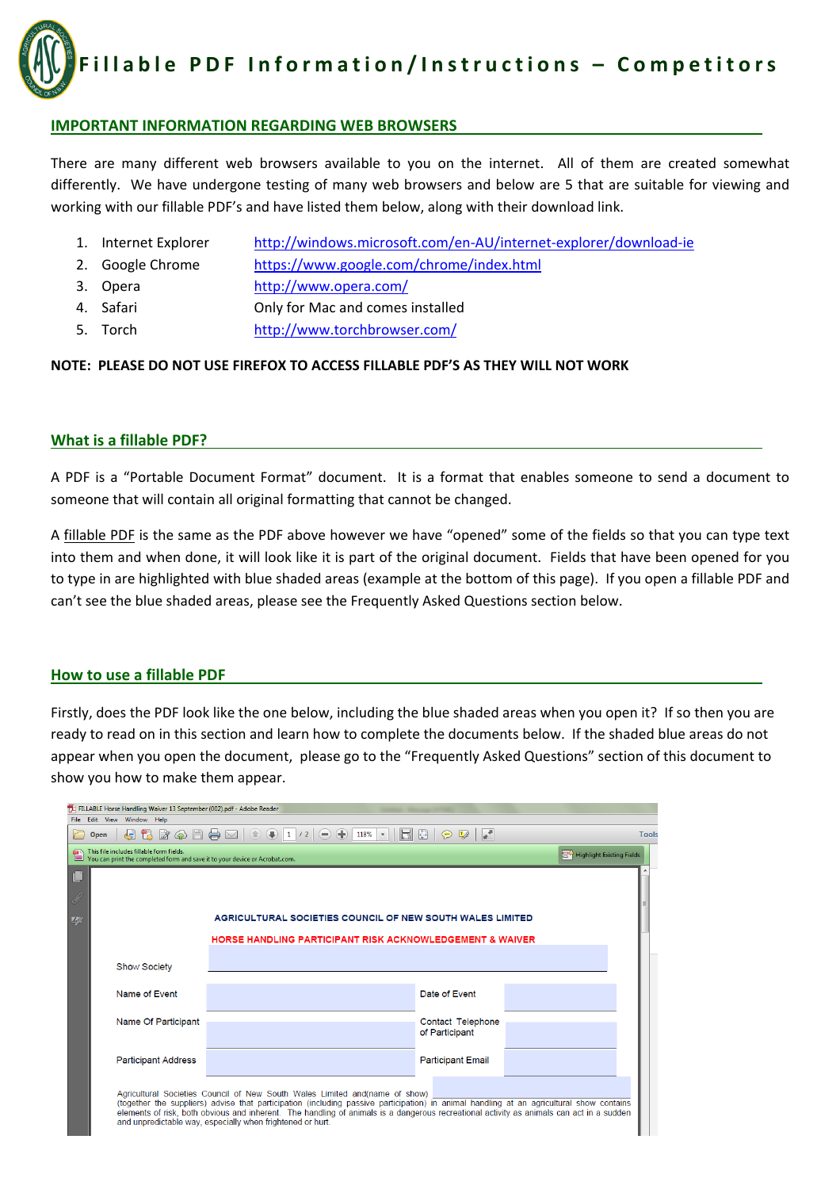# Fillable PDF Information/Instructions – Competitors

## IMPORTANT INFORMATION REGARDING WEB BROWSERS

There are many different web browsers available to you on the internet. All of them are created somewhat differently. We have undergone testing of many web browsers and below are 5 that are suitable for viewing and working with our fillable PDF's and have listed them below, along with their download link.

1. Internet Explorer http://windows.microsoft.com/en-AU/internet-explorer/download-ie
2. Google Chrome https://www.google.com/chrome/index.html
3. Opera http://www.opera.com/
4. Safari Only for Mac and comes installed
5. Torch http://www.torchbrowser.com/

**NOTE: PLEASE DO NOT USE FIREFOX TO ACCESS FILLABLE PDF'S AS THEY WILL NOT WORK**

## What is a fillable PDF?

A PDF is a "Portable Document Format" document. It is a format that enables someone to send a document to someone that will contain all original formatting that cannot be changed.

A fillable PDF is the same as the PDF above however we have "opened" some of the fields so that you can type text into them and when done, it will look like it is part of the original document. Fields that have been opened for you to type in are highlighted with blue shaded areas (example at the bottom of this page). If you open a fillable PDF and can't see the blue shaded areas, please see the Frequently Asked Questions section below.

## How to use a fillable PDF

Firstly, does the PDF look like the one below, including the blue shaded areas when you open it? If so then you are ready to read on in this section and learn how to complete the documents below. If the shaded blue areas do not appear when you open the document, please go to the "Frequently Asked Questions" section of this document to show you how to make them appear.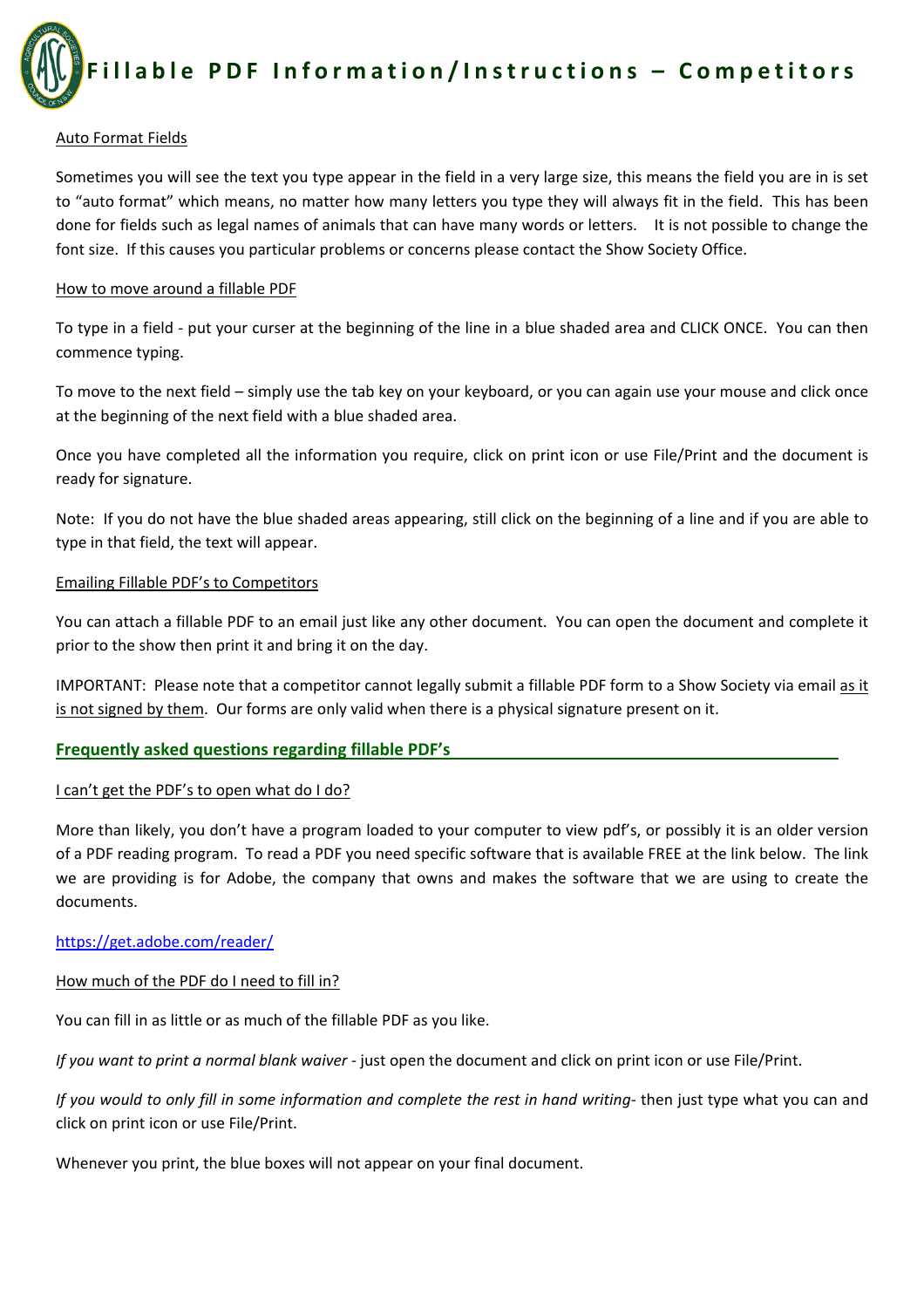# Fillable PDF Information/Instructions – Competitors

Auto Format Fields

Sometimes you will see the text you type appear in the field in a very large size, this means the field you are in is set to "auto format" which means, no matter how many letters you type they will always fit in the field. This has been done for fields such as legal names of animals that can have many words or letters. It is not possible to change the font size. If this causes you particular problems or concerns please contact the Show Society Office.

How to move around a fillable PDF

To type in a field - put your curser at the beginning of the line in a blue shaded area and CLICK ONCE. You can then commence typing.

To move to the next field – simply use the tab key on your keyboard, or you can again use your mouse and click once at the beginning of the next field with a blue shaded area.

Once you have completed all the information you require, click on print icon or use File/Print and the document is ready for signature.

Note: If you do not have the blue shaded areas appearing, still click on the beginning of a line and if you are able to type in that field, the text will appear.

Emailing Fillable PDF's to Competitors

You can attach a fillable PDF to an email just like any other document. You can open the document and complete it prior to the show then print it and bring it on the day.

IMPORTANT: Please note that a competitor cannot legally submit a fillable PDF form to a Show Society via email as it is not signed by them. Our forms are only valid when there is a physical signature present on it.

## Frequently asked questions regarding fillable PDF's

I can't get the PDF's to open what do I do?

More than likely, you don't have a program loaded to your computer to view pdf's, or possibly it is an older version of a PDF reading program. To read a PDF you need specific software that is available FREE at the link below. The link we are providing is for Adobe, the company that owns and makes the software that we are using to create the documents.

https://get.adobe.com/reader/

How much of the PDF do I need to fill in?

You can fill in as little or as much of the fillable PDF as you like.

*If you want to print a normal blank waiver* - just open the document and click on print icon or use File/Print.

*If you would to only fill in some information and complete the rest in hand writing*- then just type what you can and click on print icon or use File/Print.

Whenever you print, the blue boxes will not appear on your final document.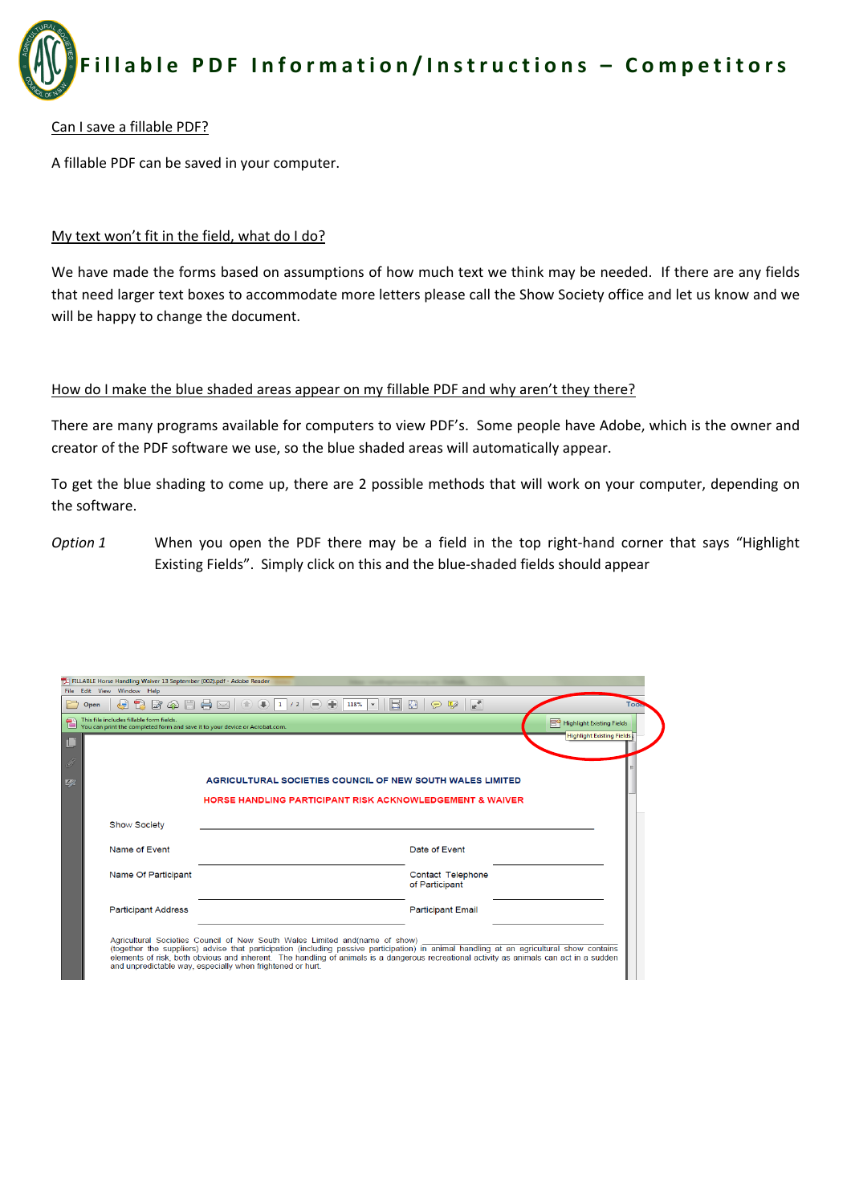# Fillable PDF Information/Instructions – Competitors

Can I save a fillable PDF?

A fillable PDF can be saved in your computer.

My text won't fit in the field, what do I do?

We have made the forms based on assumptions of how much text we think may be needed. If there are any fields that need larger text boxes to accommodate more letters please call the Show Society office and let us know and we will be happy to change the document.

How do I make the blue shaded areas appear on my fillable PDF and why aren't they there?

There are many programs available for computers to view PDF's. Some people have Adobe, which is the owner and creator of the PDF software we use, so the blue shaded areas will automatically appear.

To get the blue shading to come up, there are 2 possible methods that will work on your computer, depending on the software.

*Option 1* When you open the PDF there may be a field in the top right-hand corner that says "Highlight Existing Fields". Simply click on this and the blue-shaded fields should appear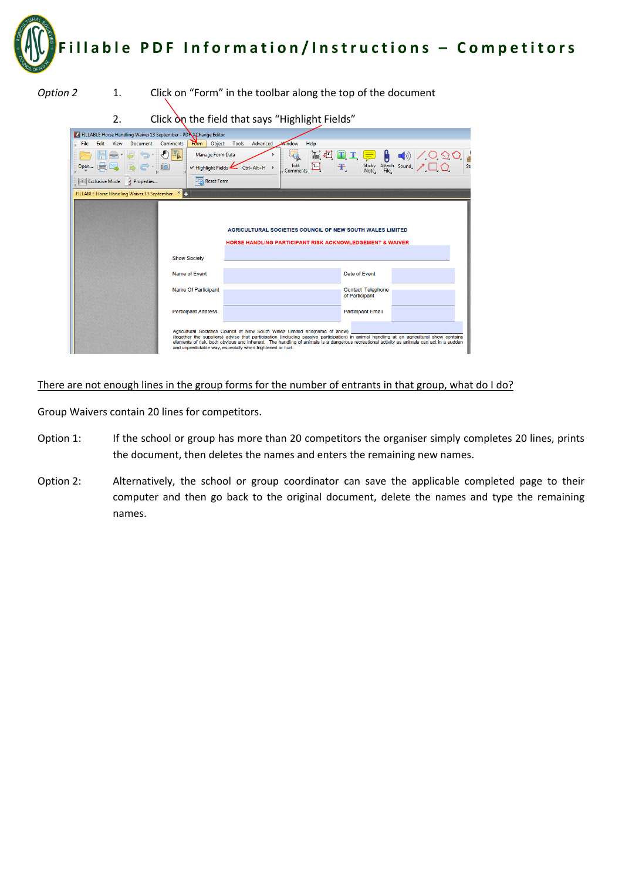# Fillable PDF Information/Instructions – Competitors

*Option 2*

1. Click on "Form" in the toolbar along the top of the document
2. Click on the field that says "Highlight Fields"

<u>There are not enough lines in the group forms for the number of entrants in that group, what do I do?</u>

Group Waivers contain 20 lines for competitors.

Option 1: If the school or group has more than 20 competitors the organiser simply completes 20 lines, prints the document, then deletes the names and enters the remaining new names.

Option 2: Alternatively, the school or group coordinator can save the applicable completed page to their computer and then go back to the original document, delete the names and type the remaining names.